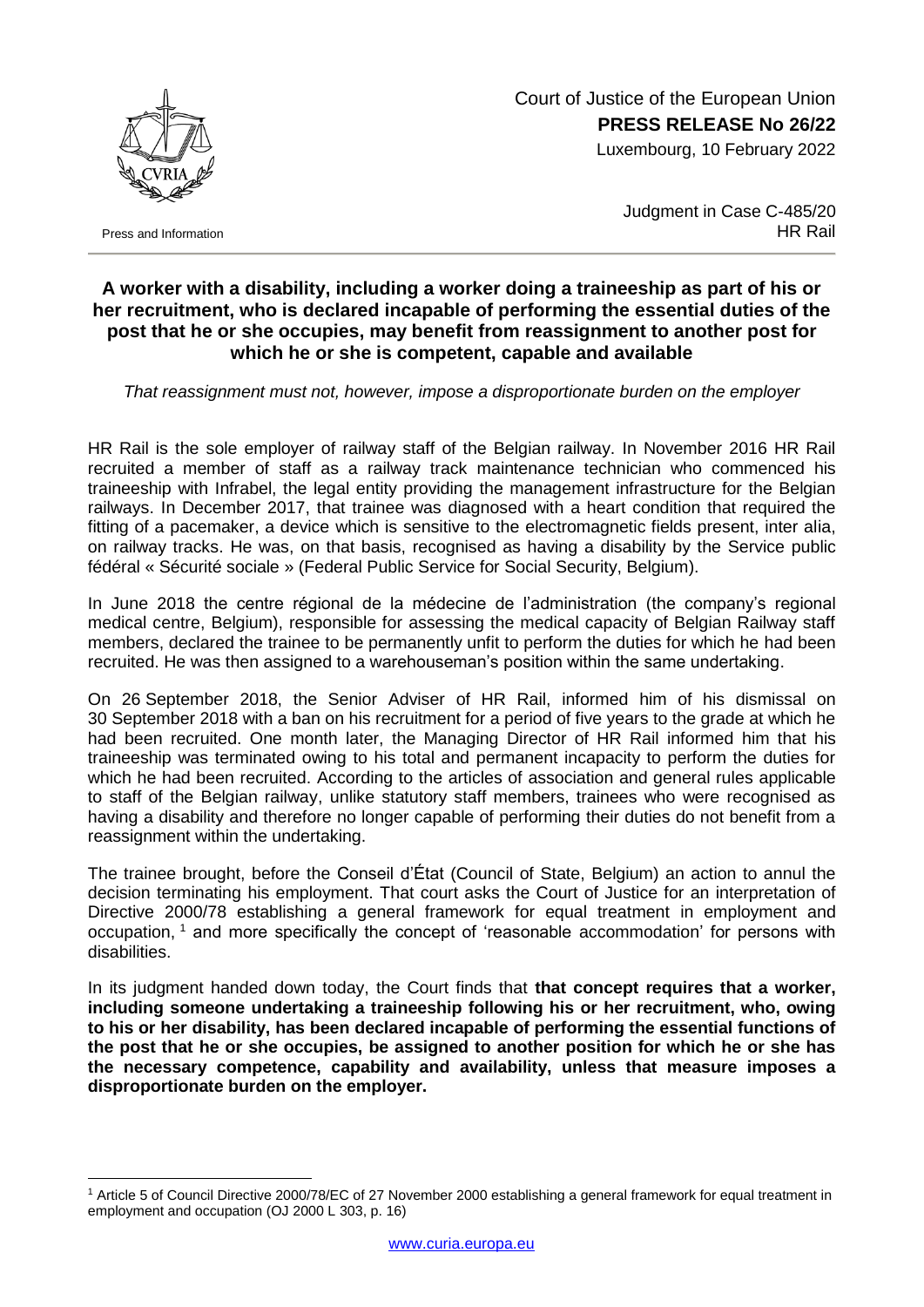Court of Justice of the European Union
**PRESS RELEASE No 26/22**
Luxembourg, 10 February 2022

Press and Information

Judgment in Case C-485/20
HR Rail

## A worker with a disability, including a worker doing a traineeship as part of his or her recruitment, who is declared incapable of performing the essential duties of the post that he or she occupies, may benefit from reassignment to another post for which he or she is competent, capable and available

*That reassignment must not, however, impose a disproportionate burden on the employer*

HR Rail is the sole employer of railway staff of the Belgian railway. In November 2016 HR Rail recruited a member of staff as a railway track maintenance technician who commenced his traineeship with Infrabel, the legal entity providing the management infrastructure for the Belgian railways. In December 2017, that trainee was diagnosed with a heart condition that required the fitting of a pacemaker, a device which is sensitive to the electromagnetic fields present, inter alia, on railway tracks. He was, on that basis, recognised as having a disability by the Service public fédéral « Sécurité sociale » (Federal Public Service for Social Security, Belgium).

In June 2018 the centre régional de la médecine de l'administration (the company's regional medical centre, Belgium), responsible for assessing the medical capacity of Belgian Railway staff members, declared the trainee to be permanently unfit to perform the duties for which he had been recruited. He was then assigned to a warehouseman's position within the same undertaking.

On 26 September 2018, the Senior Adviser of HR Rail, informed him of his dismissal on 30 September 2018 with a ban on his recruitment for a period of five years to the grade at which he had been recruited. One month later, the Managing Director of HR Rail informed him that his traineeship was terminated owing to his total and permanent incapacity to perform the duties for which he had been recruited. According to the articles of association and general rules applicable to staff of the Belgian railway, unlike statutory staff members, trainees who were recognised as having a disability and therefore no longer capable of performing their duties do not benefit from a reassignment within the undertaking.

The trainee brought, before the Conseil d'État (Council of State, Belgium) an action to annul the decision terminating his employment. That court asks the Court of Justice for an interpretation of Directive 2000/78 establishing a general framework for equal treatment in employment and occupation, [1] and more specifically the concept of 'reasonable accommodation' for persons with disabilities.

In its judgment handed down today, the Court finds that **that concept requires that a worker, including someone undertaking a traineeship following his or her recruitment, who, owing to his or her disability, has been declared incapable of performing the essential functions of the post that he or she occupies, be assigned to another position for which he or she has the necessary competence, capability and availability, unless that measure imposes a disproportionate burden on the employer.**

[1] Article 5 of Council Directive 2000/78/EC of 27 November 2000 establishing a general framework for equal treatment in employment and occupation (OJ 2000 L 303, p. 16)

www.curia.europa.eu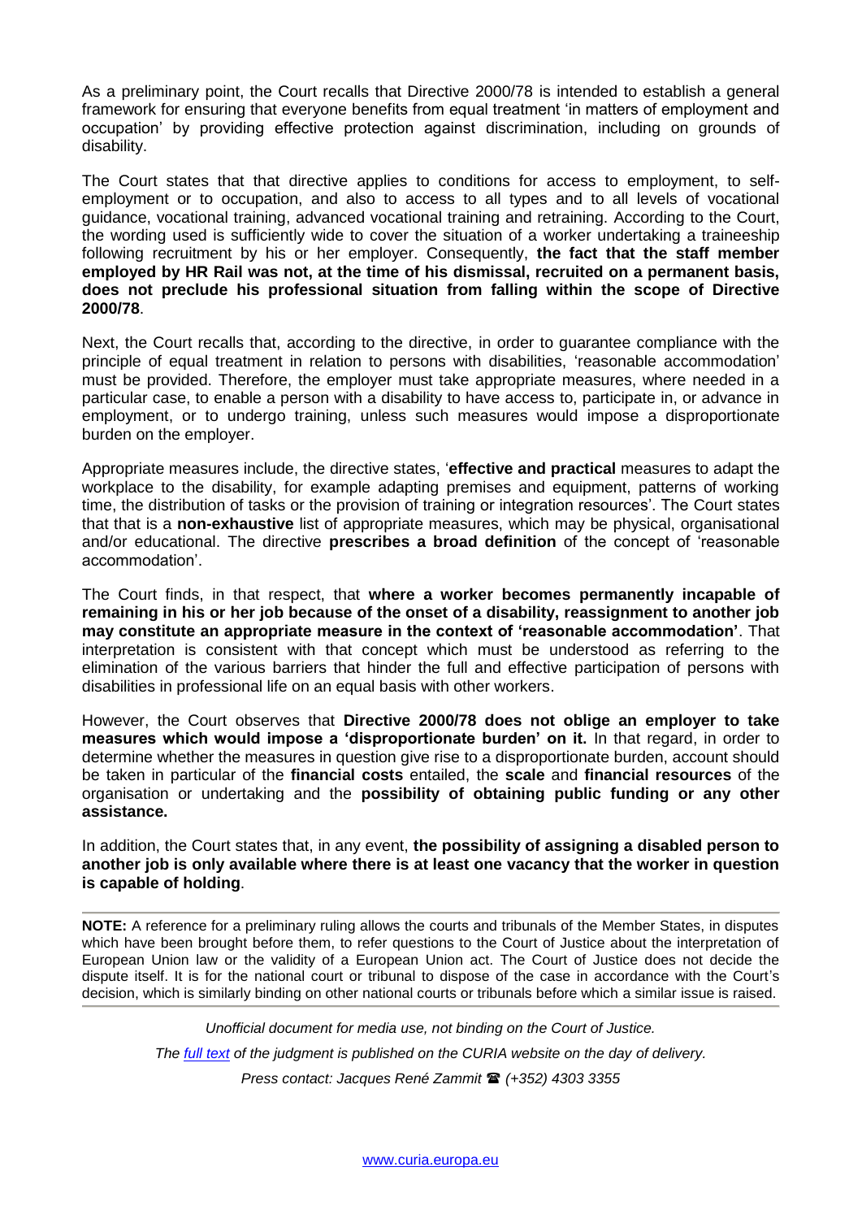As a preliminary point, the Court recalls that Directive 2000/78 is intended to establish a general framework for ensuring that everyone benefits from equal treatment 'in matters of employment and occupation' by providing effective protection against discrimination, including on grounds of disability.

The Court states that that directive applies to conditions for access to employment, to self-employment or to occupation, and also to access to all types and to all levels of vocational guidance, vocational training, advanced vocational training and retraining. According to the Court, the wording used is sufficiently wide to cover the situation of a worker undertaking a traineeship following recruitment by his or her employer. Consequently, **the fact that the staff member employed by HR Rail was not, at the time of his dismissal, recruited on a permanent basis, does not preclude his professional situation from falling within the scope of Directive 2000/78**.

Next, the Court recalls that, according to the directive, in order to guarantee compliance with the principle of equal treatment in relation to persons with disabilities, 'reasonable accommodation' must be provided. Therefore, the employer must take appropriate measures, where needed in a particular case, to enable a person with a disability to have access to, participate in, or advance in employment, or to undergo training, unless such measures would impose a disproportionate burden on the employer.

Appropriate measures include, the directive states, '**effective and practical** measures to adapt the workplace to the disability, for example adapting premises and equipment, patterns of working time, the distribution of tasks or the provision of training or integration resources'. The Court states that that is a **non-exhaustive** list of appropriate measures, which may be physical, organisational and/or educational. The directive **prescribes a broad definition** of the concept of 'reasonable accommodation'.

The Court finds, in that respect, that **where a worker becomes permanently incapable of remaining in his or her job because of the onset of a disability, reassignment to another job may constitute an appropriate measure in the context of 'reasonable accommodation'**. That interpretation is consistent with that concept which must be understood as referring to the elimination of the various barriers that hinder the full and effective participation of persons with disabilities in professional life on an equal basis with other workers.

However, the Court observes that **Directive 2000/78 does not oblige an employer to take measures which would impose a 'disproportionate burden' on it.** In that regard, in order to determine whether the measures in question give rise to a disproportionate burden, account should be taken in particular of the **financial costs** entailed, the **scale** and **financial resources** of the organisation or undertaking and the **possibility of obtaining public funding or any other assistance.**

In addition, the Court states that, in any event, **the possibility of assigning a disabled person to another job is only available where there is at least one vacancy that the worker in question is capable of holding**.

---

**NOTE:** A reference for a preliminary ruling allows the courts and tribunals of the Member States, in disputes which have been brought before them, to refer questions to the Court of Justice about the interpretation of European Union law or the validity of a European Union act. The Court of Justice does not decide the dispute itself. It is for the national court or tribunal to dispose of the case in accordance with the Court's decision, which is similarly binding on other national courts or tribunals before which a similar issue is raised.

---

*Unofficial document for media use, not binding on the Court of Justice.*

*The [full text](#) of the judgment is published on the CURIA website on the day of delivery.*

*Press contact: Jacques René Zammit ☎ (+352) 4303 3355*

[www.curia.europa.eu](www.curia.europa.eu)